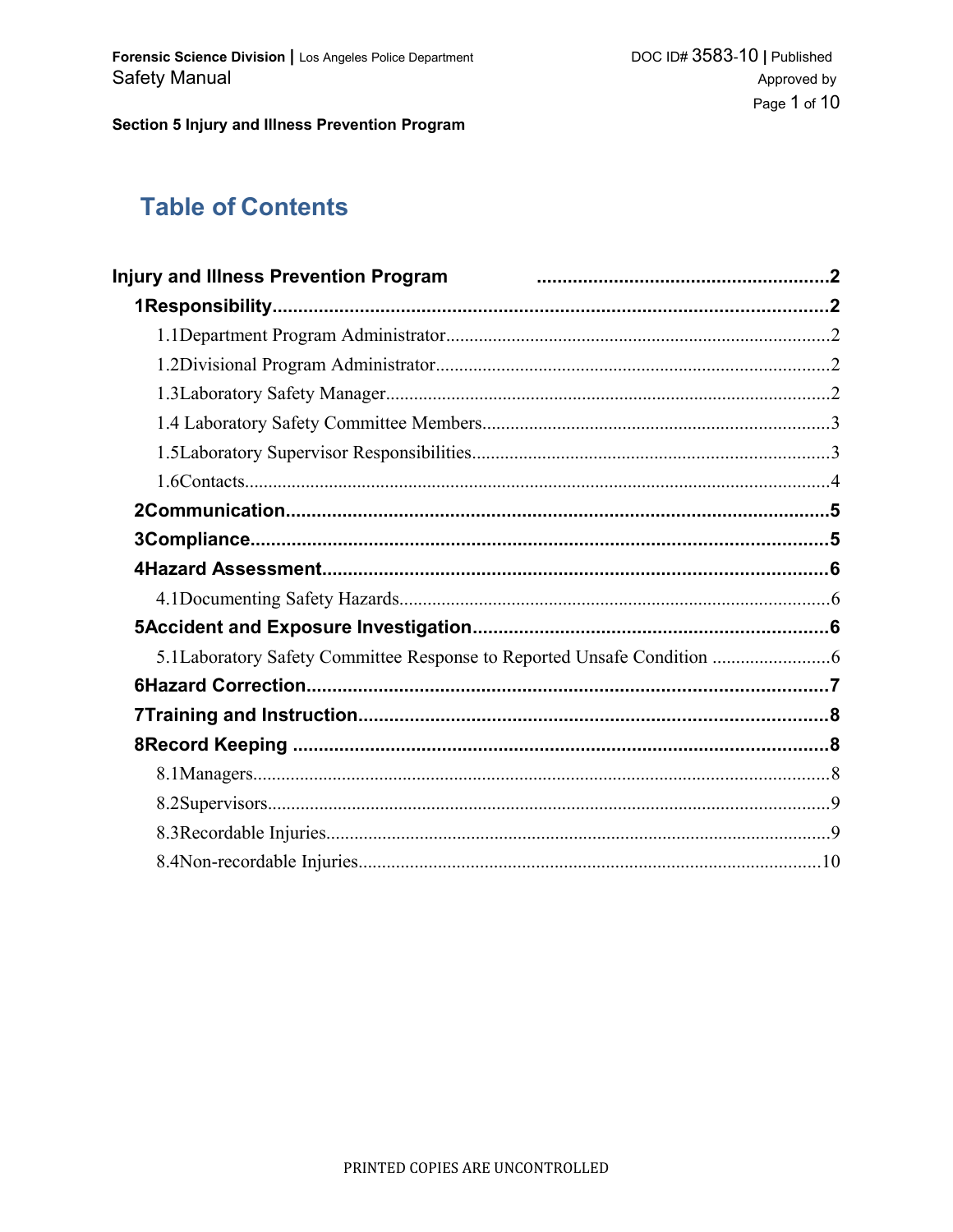# Table of Contents

**Injury and Illness Prevention Program** .......................................................2

- **1 Responsibility**..........................................................................................2
  - 1.1 Department Program Administrator..........................................................2
  - 1.2 Divisional Program Administrator.............................................................2
  - 1.3 Laboratory Safety Manager......................................................................2
  - 1.4 Laboratory Safety Committee Members....................................................3
  - 1.5 Laboratory Supervisor Responsibilities.....................................................3
  - 1.6 Contacts...................................................................................................4
- **2 Communication**........................................................................................5
- **3 Compliance**...............................................................................................5
- **4 Hazard Assessment**..................................................................................6
  - 4.1 Documenting Safety Hazards....................................................................6
- **5 Accident and Exposure Investigation**.......................................................6
  - 5.1 Laboratory Safety Committee Response to Reported Unsafe Condition ......6
- **6 Hazard Correction**.....................................................................................7
- **7 Training and Instruction**...........................................................................8
- **8 Record Keeping** ........................................................................................8
  - 8.1 Managers..................................................................................................8
  - 8.2 Supervisors...............................................................................................9
  - 8.3 Recordable Injuries...................................................................................9
  - 8.4 Non-recordable Injuries...........................................................................10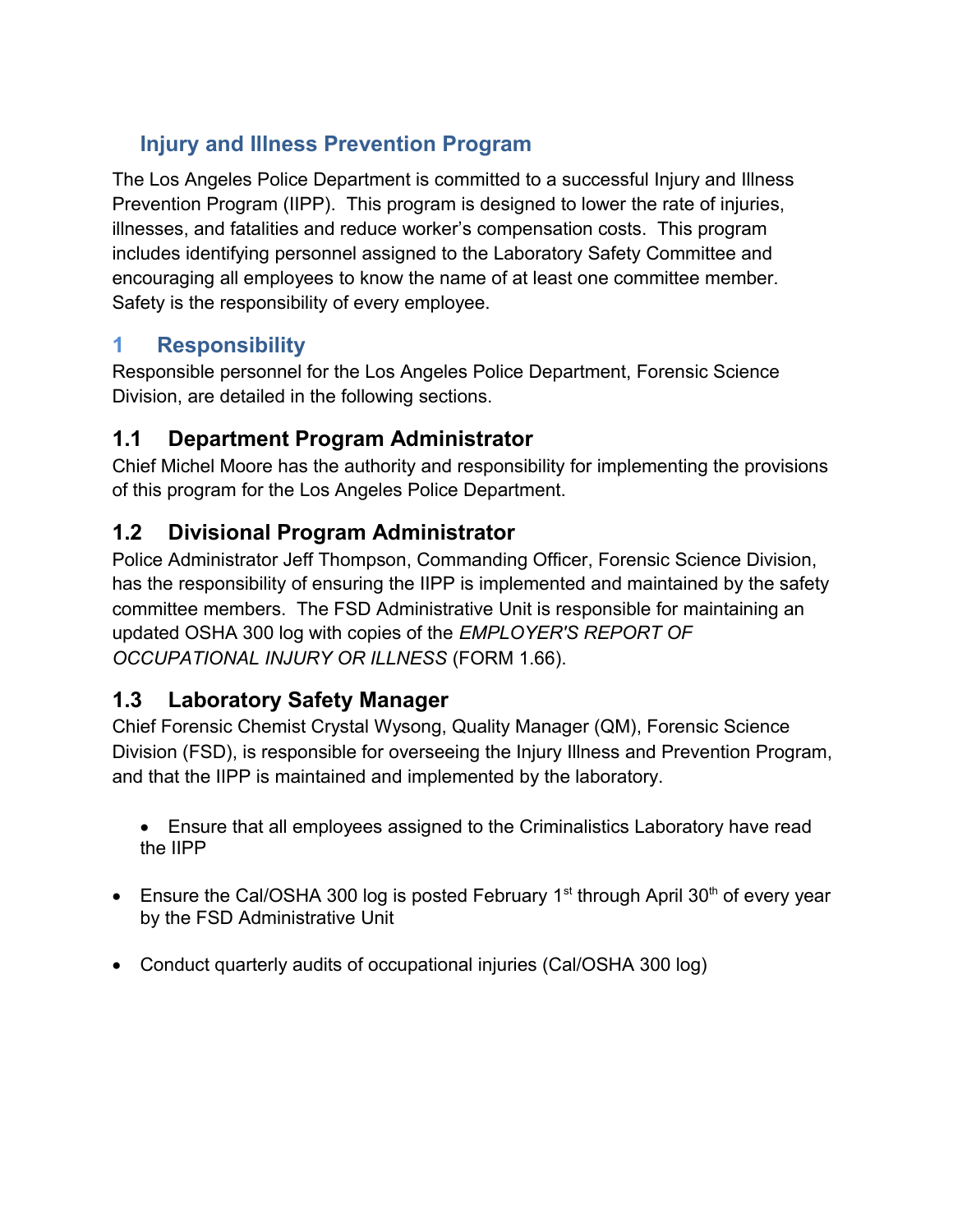## Injury and Illness Prevention Program

The Los Angeles Police Department is committed to a successful Injury and Illness Prevention Program (IIPP). This program is designed to lower the rate of injuries, illnesses, and fatalities and reduce worker's compensation costs. This program includes identifying personnel assigned to the Laboratory Safety Committee and encouraging all employees to know the name of at least one committee member. Safety is the responsibility of every employee.

# 1 Responsibility

Responsible personnel for the Los Angeles Police Department, Forensic Science Division, are detailed in the following sections.

## 1.1 Department Program Administrator

Chief Michel Moore has the authority and responsibility for implementing the provisions of this program for the Los Angeles Police Department.

## 1.2 Divisional Program Administrator

Police Administrator Jeff Thompson, Commanding Officer, Forensic Science Division, has the responsibility of ensuring the IIPP is implemented and maintained by the safety committee members. The FSD Administrative Unit is responsible for maintaining an updated OSHA 300 log with copies of the *EMPLOYER'S REPORT OF OCCUPATIONAL INJURY OR ILLNESS* (FORM 1.66).

## 1.3 Laboratory Safety Manager

Chief Forensic Chemist Crystal Wysong, Quality Manager (QM), Forensic Science Division (FSD), is responsible for overseeing the Injury Illness and Prevention Program, and that the IIPP is maintained and implemented by the laboratory.

- Ensure that all employees assigned to the Criminalistics Laboratory have read the IIPP
- Ensure the Cal/OSHA 300 log is posted February 1st through April 30th of every year by the FSD Administrative Unit
- Conduct quarterly audits of occupational injuries (Cal/OSHA 300 log)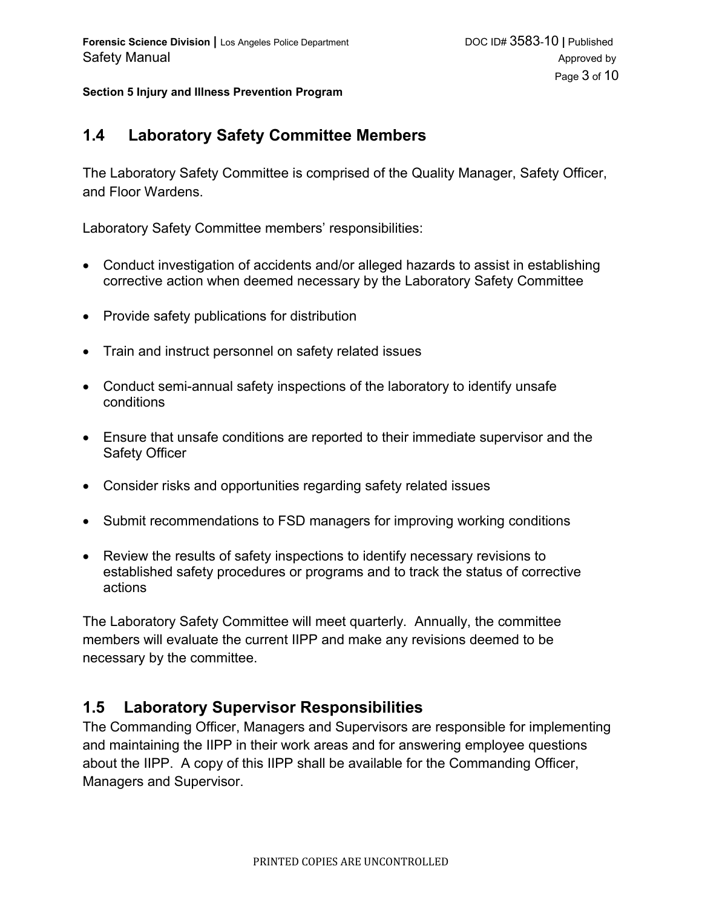## 1.4 Laboratory Safety Committee Members

The Laboratory Safety Committee is comprised of the Quality Manager, Safety Officer, and Floor Wardens.

Laboratory Safety Committee members' responsibilities:

- Conduct investigation of accidents and/or alleged hazards to assist in establishing corrective action when deemed necessary by the Laboratory Safety Committee
- Provide safety publications for distribution
- Train and instruct personnel on safety related issues
- Conduct semi-annual safety inspections of the laboratory to identify unsafe conditions
- Ensure that unsafe conditions are reported to their immediate supervisor and the Safety Officer
- Consider risks and opportunities regarding safety related issues
- Submit recommendations to FSD managers for improving working conditions
- Review the results of safety inspections to identify necessary revisions to established safety procedures or programs and to track the status of corrective actions

The Laboratory Safety Committee will meet quarterly. Annually, the committee members will evaluate the current IIPP and make any revisions deemed to be necessary by the committee.

## 1.5 Laboratory Supervisor Responsibilities

The Commanding Officer, Managers and Supervisors are responsible for implementing and maintaining the IIPP in their work areas and for answering employee questions about the IIPP. A copy of this IIPP shall be available for the Commanding Officer, Managers and Supervisor.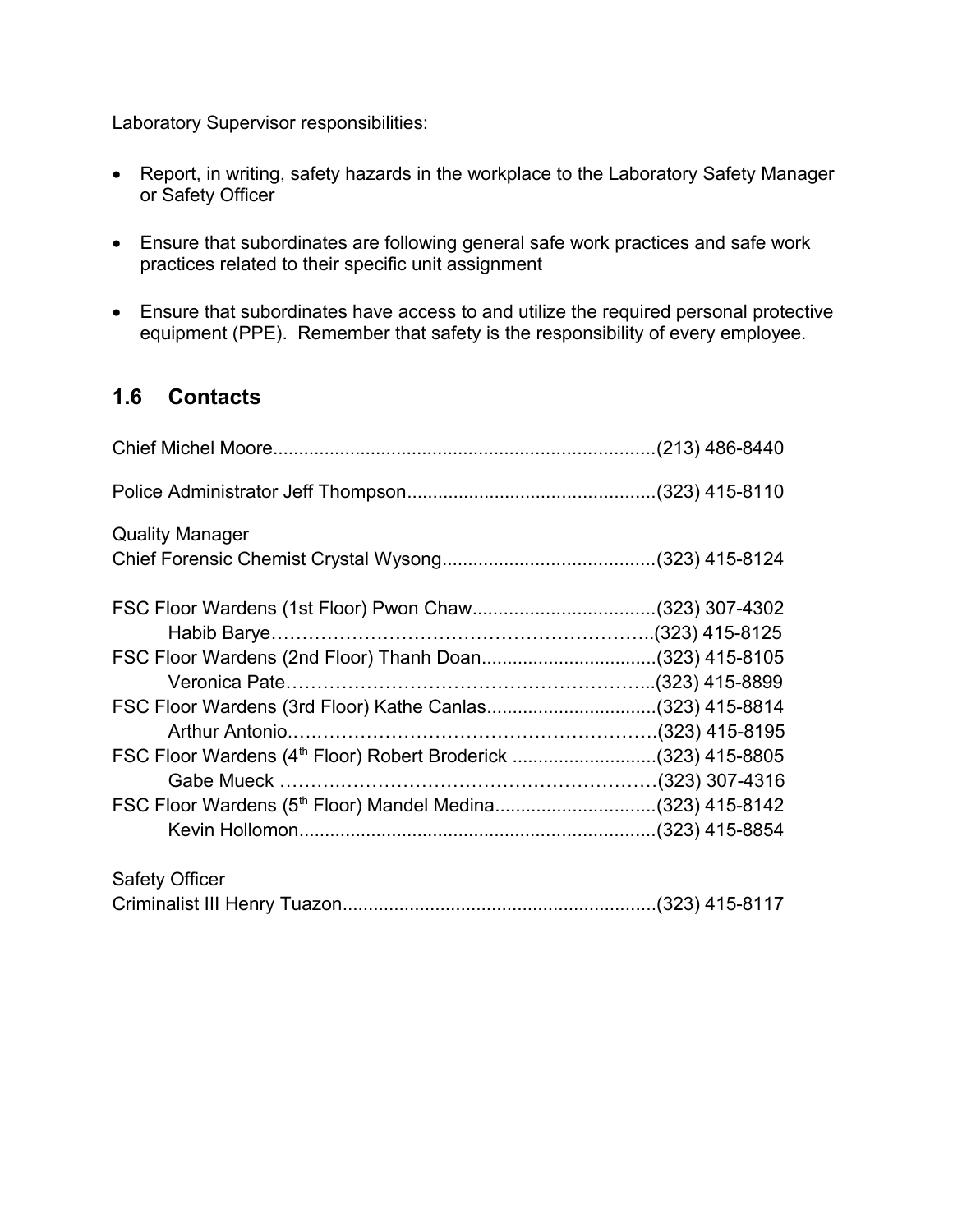Laboratory Supervisor responsibilities:

- Report, in writing, safety hazards in the workplace to the Laboratory Safety Manager or Safety Officer
- Ensure that subordinates are following general safe work practices and safe work practices related to their specific unit assignment
- Ensure that subordinates have access to and utilize the required personal protective equipment (PPE). Remember that safety is the responsibility of every employee.

## 1.6 Contacts

Chief Michel Moore.........................................................................(213) 486-8440

Police Administrator Jeff Thompson................................................(323) 415-8110

Quality Manager
Chief Forensic Chemist Crystal Wysong.........................................(323) 415-8124

FSC Floor Wardens (1st Floor) Pwon Chaw...................................(323) 307-4302
Habib Barye…………………………………………………..(323) 415-8125
FSC Floor Wardens (2nd Floor) Thanh Doan..................................(323) 415-8105
Veronica Pate………………………………………………...(323) 415-8899
FSC Floor Wardens (3rd Floor) Kathe Canlas.................................(323) 415-8814
Arthur Antonio.……………………………………………….(323) 415-8195
FSC Floor Wardens (4th Floor) Robert Broderick ............................(323) 415-8805
Gabe Mueck ……….…………………………………………(323) 307-4316
FSC Floor Wardens (5th Floor) Mandel Medina...............................(323) 415-8142
Kevin Hollomon.....................................................................(323) 415-8854

Safety Officer
Criminalist III Henry Tuazon.............................................................(323) 415-8117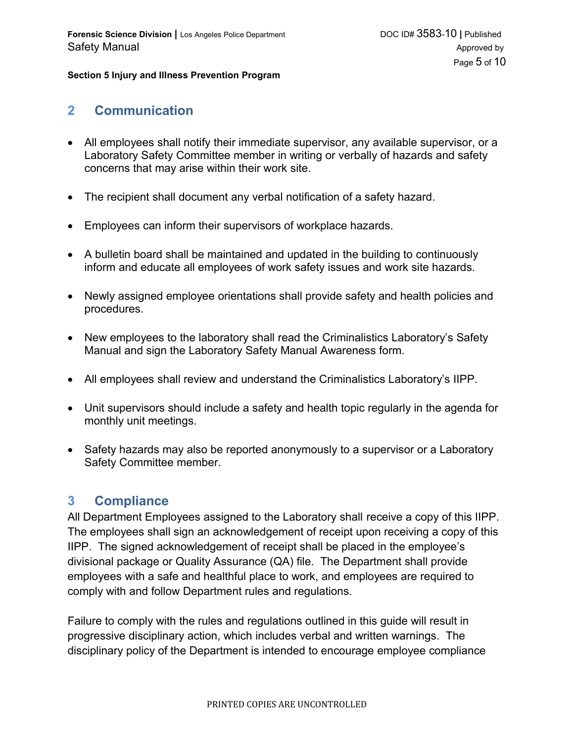## 2 Communication

- All employees shall notify their immediate supervisor, any available supervisor, or a Laboratory Safety Committee member in writing or verbally of hazards and safety concerns that may arise within their work site.
- The recipient shall document any verbal notification of a safety hazard.
- Employees can inform their supervisors of workplace hazards.
- A bulletin board shall be maintained and updated in the building to continuously inform and educate all employees of work safety issues and work site hazards.
- Newly assigned employee orientations shall provide safety and health policies and procedures.
- New employees to the laboratory shall read the Criminalistics Laboratory's Safety Manual and sign the Laboratory Safety Manual Awareness form.
- All employees shall review and understand the Criminalistics Laboratory's IIPP.
- Unit supervisors should include a safety and health topic regularly in the agenda for monthly unit meetings.
- Safety hazards may also be reported anonymously to a supervisor or a Laboratory Safety Committee member.

## 3 Compliance

All Department Employees assigned to the Laboratory shall receive a copy of this IIPP. The employees shall sign an acknowledgement of receipt upon receiving a copy of this IIPP. The signed acknowledgement of receipt shall be placed in the employee's divisional package or Quality Assurance (QA) file. The Department shall provide employees with a safe and healthful place to work, and employees are required to comply with and follow Department rules and regulations.

Failure to comply with the rules and regulations outlined in this guide will result in progressive disciplinary action, which includes verbal and written warnings. The disciplinary policy of the Department is intended to encourage employee compliance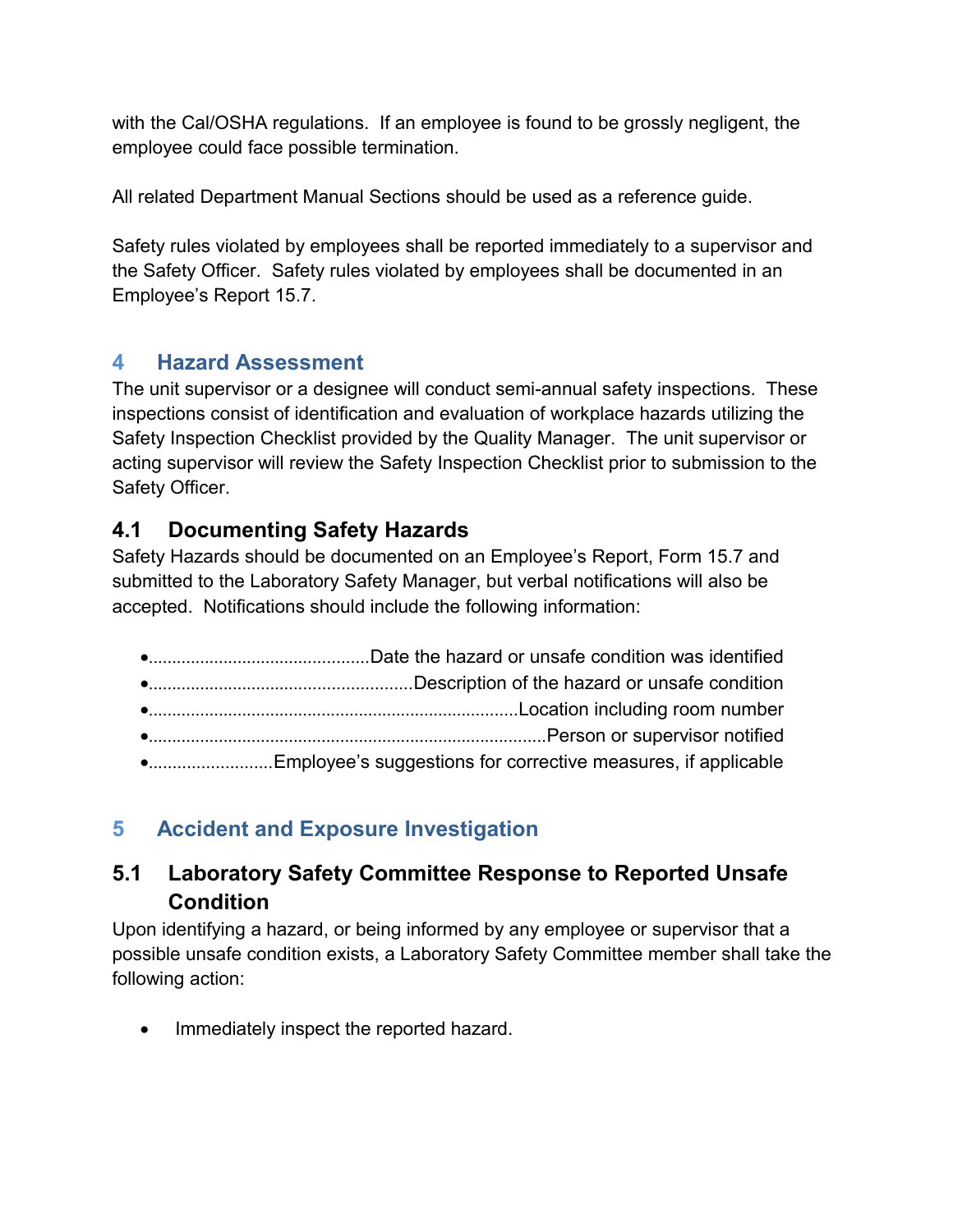with the Cal/OSHA regulations. If an employee is found to be grossly negligent, the employee could face possible termination.

All related Department Manual Sections should be used as a reference guide.

Safety rules violated by employees shall be reported immediately to a supervisor and the Safety Officer. Safety rules violated by employees shall be documented in an Employee's Report 15.7.

## 4 Hazard Assessment

The unit supervisor or a designee will conduct semi-annual safety inspections. These inspections consist of identification and evaluation of workplace hazards utilizing the Safety Inspection Checklist provided by the Quality Manager. The unit supervisor or acting supervisor will review the Safety Inspection Checklist prior to submission to the Safety Officer.

### 4.1 Documenting Safety Hazards

Safety Hazards should be documented on an Employee's Report, Form 15.7 and submitted to the Laboratory Safety Manager, but verbal notifications will also be accepted. Notifications should include the following information:

- Date the hazard or unsafe condition was identified
- Description of the hazard or unsafe condition
- Location including room number
- Person or supervisor notified
- Employee's suggestions for corrective measures, if applicable

## 5 Accident and Exposure Investigation

### 5.1 Laboratory Safety Committee Response to Reported Unsafe Condition

Upon identifying a hazard, or being informed by any employee or supervisor that a possible unsafe condition exists, a Laboratory Safety Committee member shall take the following action:

- Immediately inspect the reported hazard.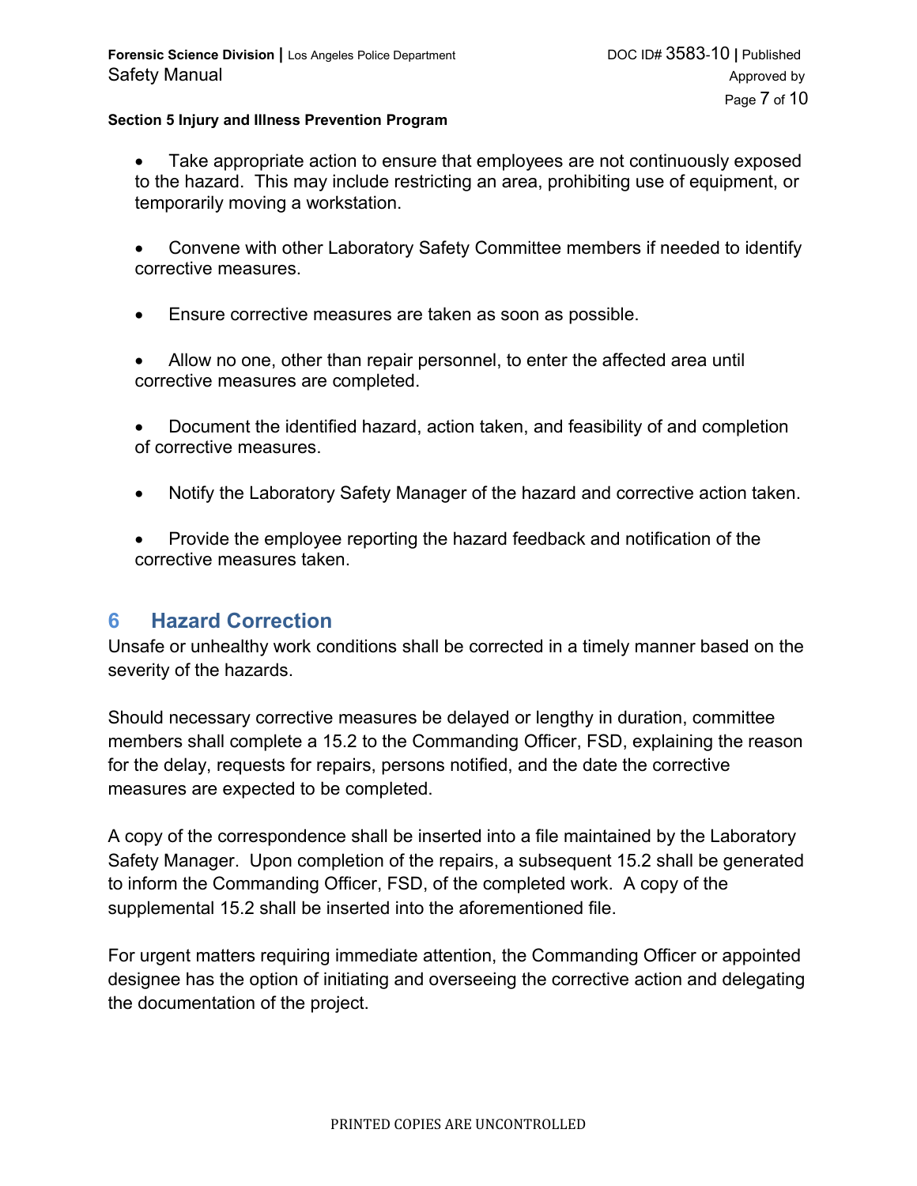- Take appropriate action to ensure that employees are not continuously exposed to the hazard. This may include restricting an area, prohibiting use of equipment, or temporarily moving a workstation.

- Convene with other Laboratory Safety Committee members if needed to identify corrective measures.

- Ensure corrective measures are taken as soon as possible.

- Allow no one, other than repair personnel, to enter the affected area until corrective measures are completed.

- Document the identified hazard, action taken, and feasibility of and completion of corrective measures.

- Notify the Laboratory Safety Manager of the hazard and corrective action taken.

- Provide the employee reporting the hazard feedback and notification of the corrective measures taken.

# 6 Hazard Correction

Unsafe or unhealthy work conditions shall be corrected in a timely manner based on the severity of the hazards.

Should necessary corrective measures be delayed or lengthy in duration, committee members shall complete a 15.2 to the Commanding Officer, FSD, explaining the reason for the delay, requests for repairs, persons notified, and the date the corrective measures are expected to be completed.

A copy of the correspondence shall be inserted into a file maintained by the Laboratory Safety Manager. Upon completion of the repairs, a subsequent 15.2 shall be generated to inform the Commanding Officer, FSD, of the completed work. A copy of the supplemental 15.2 shall be inserted into the aforementioned file.

For urgent matters requiring immediate attention, the Commanding Officer or appointed designee has the option of initiating and overseeing the corrective action and delegating the documentation of the project.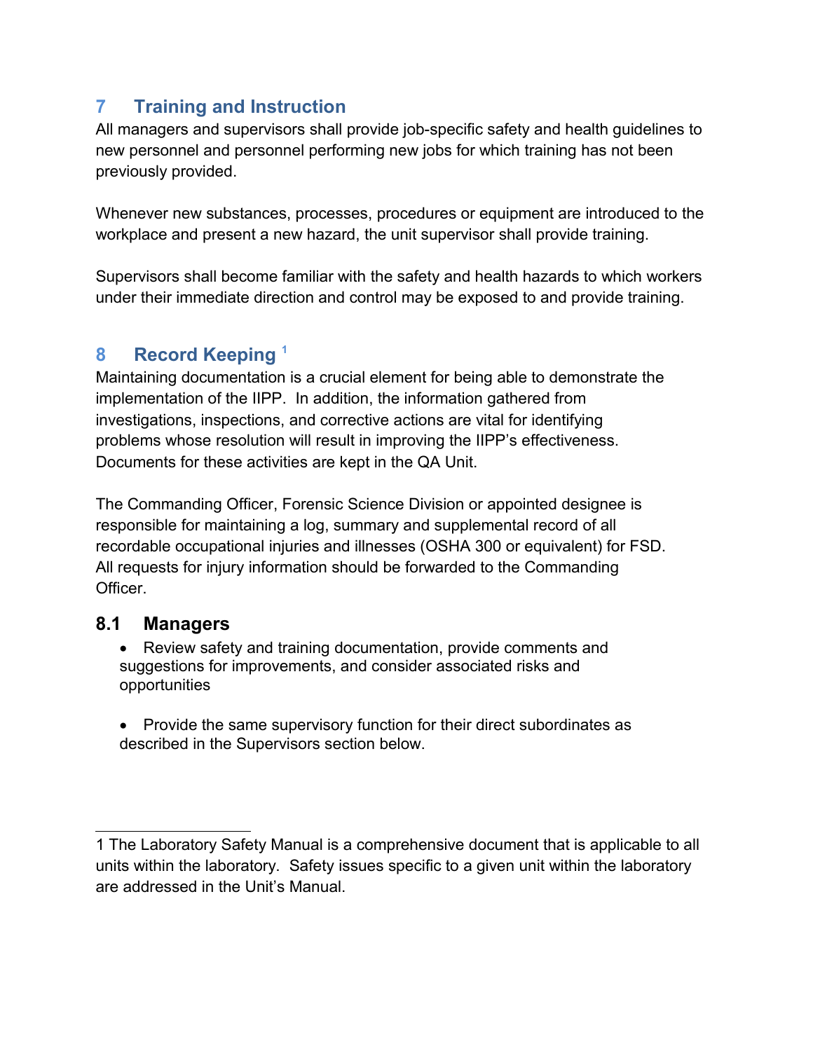## 7 Training and Instruction

All managers and supervisors shall provide job-specific safety and health guidelines to new personnel and personnel performing new jobs for which training has not been previously provided.

Whenever new substances, processes, procedures or equipment are introduced to the workplace and present a new hazard, the unit supervisor shall provide training.

Supervisors shall become familiar with the safety and health hazards to which workers under their immediate direction and control may be exposed to and provide training.

## 8 Record Keeping [1]

Maintaining documentation is a crucial element for being able to demonstrate the implementation of the IIPP. In addition, the information gathered from investigations, inspections, and corrective actions are vital for identifying problems whose resolution will result in improving the IIPP's effectiveness. Documents for these activities are kept in the QA Unit.

The Commanding Officer, Forensic Science Division or appointed designee is responsible for maintaining a log, summary and supplemental record of all recordable occupational injuries and illnesses (OSHA 300 or equivalent) for FSD. All requests for injury information should be forwarded to the Commanding Officer.

### 8.1 Managers

- Review safety and training documentation, provide comments and suggestions for improvements, and consider associated risks and opportunities

- Provide the same supervisory function for their direct subordinates as described in the Supervisors section below.

---

1 The Laboratory Safety Manual is a comprehensive document that is applicable to all units within the laboratory. Safety issues specific to a given unit within the laboratory are addressed in the Unit's Manual.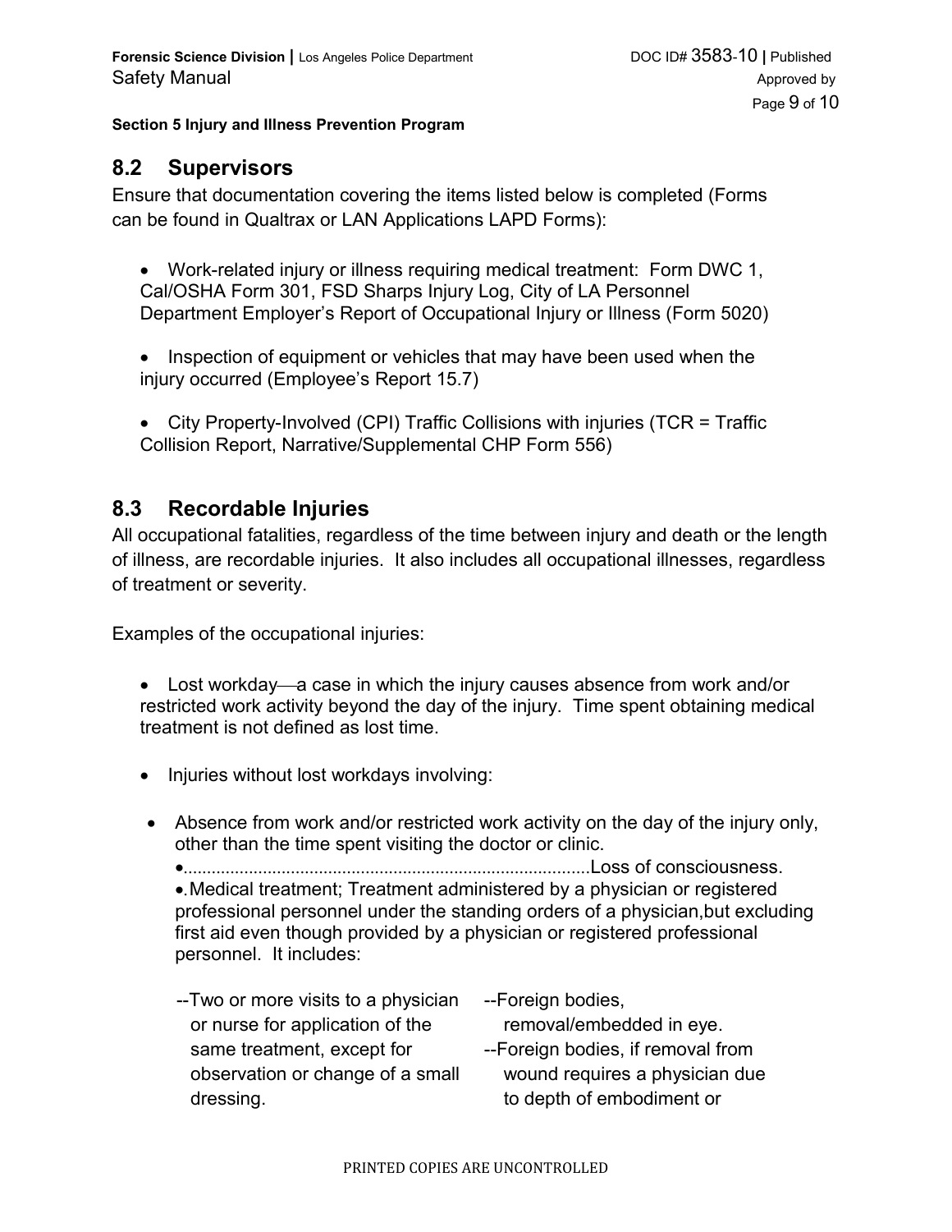## 8.2 Supervisors

Ensure that documentation covering the items listed below is completed (Forms can be found in Qualtrax or LAN Applications LAPD Forms):

- Work-related injury or illness requiring medical treatment: Form DWC 1, Cal/OSHA Form 301, FSD Sharps Injury Log, City of LA Personnel Department Employer's Report of Occupational Injury or Illness (Form 5020)

- Inspection of equipment or vehicles that may have been used when the injury occurred (Employee's Report 15.7)

- City Property-Involved (CPI) Traffic Collisions with injuries (TCR = Traffic Collision Report, Narrative/Supplemental CHP Form 556)

## 8.3 Recordable Injuries

All occupational fatalities, regardless of the time between injury and death or the length of illness, are recordable injuries. It also includes all occupational illnesses, regardless of treatment or severity.

Examples of the occupational injuries:

- Lost workday—a case in which the injury causes absence from work and/or restricted work activity beyond the day of the injury. Time spent obtaining medical treatment is not defined as lost time.

- Injuries without lost workdays involving:

- Absence from work and/or restricted work activity on the day of the injury only, other than the time spent visiting the doctor or clinic.
  - ......................................................................................Loss of consciousness.
  - Medical treatment; Treatment administered by a physician or registered professional personnel under the standing orders of a physician,but excluding first aid even though provided by a physician or registered professional personnel. It includes:

    --Two or more visits to a physician or nurse for application of the same treatment, except for observation or change of a small dressing.

    --Foreign bodies, removal/embedded in eye.

    --Foreign bodies, if removal from wound requires a physician due to depth of embodiment or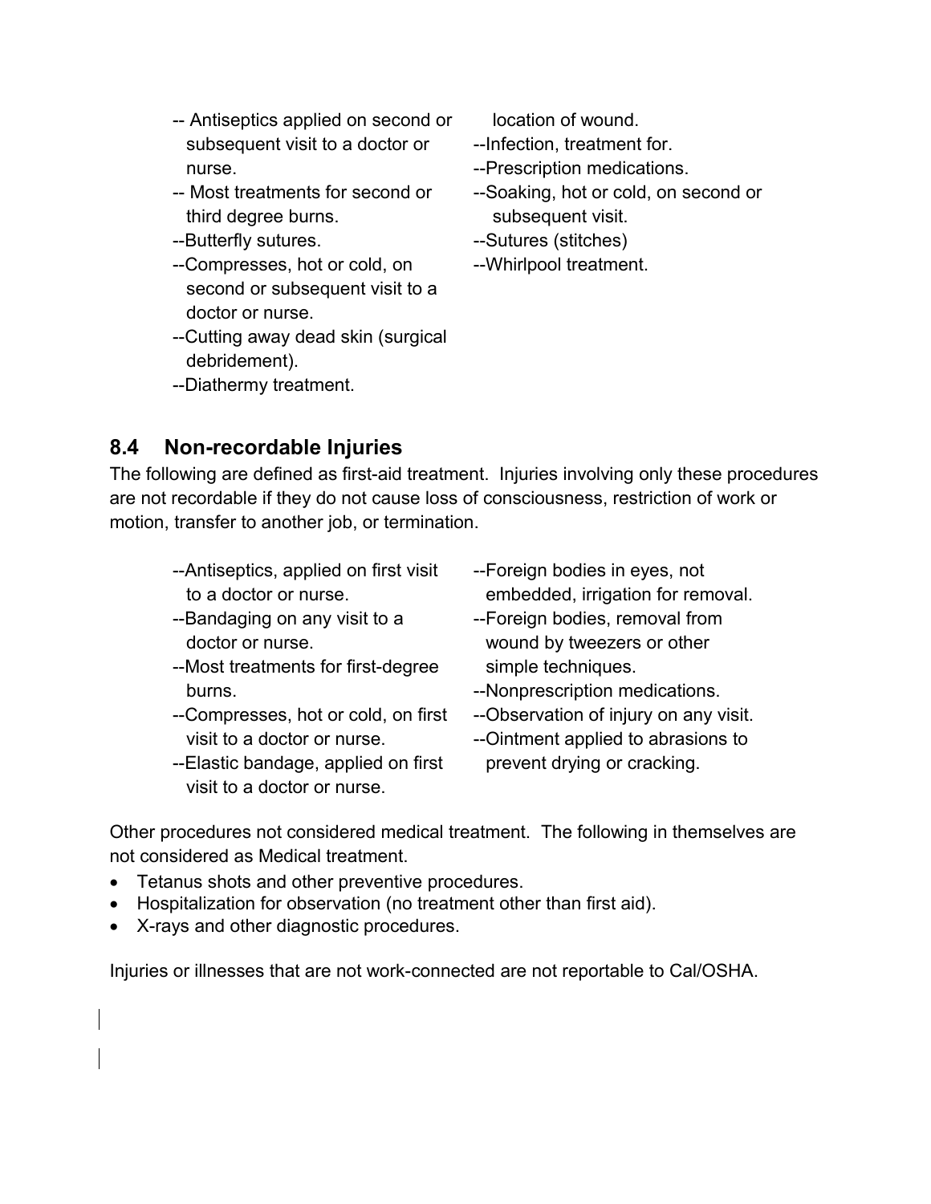-- Antiseptics applied on second or subsequent visit to a doctor or nurse.
-- Most treatments for second or third degree burns.
--Butterfly sutures.
--Compresses, hot or cold, on second or subsequent visit to a doctor or nurse.
--Cutting away dead skin (surgical debridement).
--Diathermy treatment.

location of wound.
--Infection, treatment for.
--Prescription medications.
--Soaking, hot or cold, on second or subsequent visit.
--Sutures (stitches)
--Whirlpool treatment.

## 8.4 Non-recordable Injuries

The following are defined as first-aid treatment. Injuries involving only these procedures are not recordable if they do not cause loss of consciousness, restriction of work or motion, transfer to another job, or termination.

--Antiseptics, applied on first visit to a doctor or nurse.
--Bandaging on any visit to a doctor or nurse.
--Most treatments for first-degree burns.
--Compresses, hot or cold, on first visit to a doctor or nurse.
--Elastic bandage, applied on first visit to a doctor or nurse.
--Foreign bodies in eyes, not embedded, irrigation for removal.
--Foreign bodies, removal from wound by tweezers or other simple techniques.
--Nonprescription medications.
--Observation of injury on any visit.
--Ointment applied to abrasions to prevent drying or cracking.

Other procedures not considered medical treatment. The following in themselves are not considered as Medical treatment.

- Tetanus shots and other preventive procedures.
- Hospitalization for observation (no treatment other than first aid).
- X-rays and other diagnostic procedures.

Injuries or illnesses that are not work-connected are not reportable to Cal/OSHA.